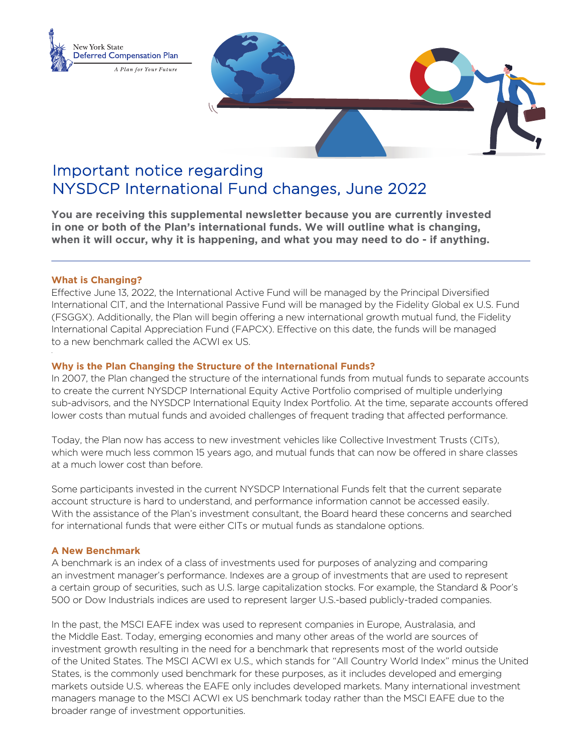New York State
Deferred Compensation Plan
*A Plan for Your Future*

# Important notice regarding NYSDCP International Fund changes, June 2022

**You are receiving this supplemental newsletter because you are currently invested in one or both of the Plan's international funds. We will outline what is changing, when it will occur, why it is happening, and what you may need to do - if anything.**

---

### What is Changing?

Effective June 13, 2022, the International Active Fund will be managed by the Principal Diversified International CIT, and the International Passive Fund will be managed by the Fidelity Global ex U.S. Fund (FSGGX). Additionally, the Plan will begin offering a new international growth mutual fund, the Fidelity International Capital Appreciation Fund (FAPCX). Effective on this date, the funds will be managed to a new benchmark called the ACWI ex US.

### Why is the Plan Changing the Structure of the International Funds?

In 2007, the Plan changed the structure of the international funds from mutual funds to separate accounts to create the current NYSDCP International Equity Active Portfolio comprised of multiple underlying sub-advisors, and the NYSDCP International Equity Index Portfolio. At the time, separate accounts offered lower costs than mutual funds and avoided challenges of frequent trading that affected performance.

Today, the Plan now has access to new investment vehicles like Collective Investment Trusts (CITs), which were much less common 15 years ago, and mutual funds that can now be offered in share classes at a much lower cost than before.

Some participants invested in the current NYSDCP International Funds felt that the current separate account structure is hard to understand, and performance information cannot be accessed easily. With the assistance of the Plan's investment consultant, the Board heard these concerns and searched for international funds that were either CITs or mutual funds as standalone options.

### A New Benchmark

A benchmark is an index of a class of investments used for purposes of analyzing and comparing an investment manager's performance. Indexes are a group of investments that are used to represent a certain group of securities, such as U.S. large capitalization stocks. For example, the Standard & Poor's 500 or Dow Industrials indices are used to represent larger U.S.-based publicly-traded companies.

In the past, the MSCI EAFE index was used to represent companies in Europe, Australasia, and the Middle East. Today, emerging economies and many other areas of the world are sources of investment growth resulting in the need for a benchmark that represents most of the world outside of the United States. The MSCI ACWI ex U.S., which stands for "All Country World Index" minus the United States, is the commonly used benchmark for these purposes, as it includes developed and emerging markets outside U.S. whereas the EAFE only includes developed markets. Many international investment managers manage to the MSCI ACWI ex US benchmark today rather than the MSCI EAFE due to the broader range of investment opportunities.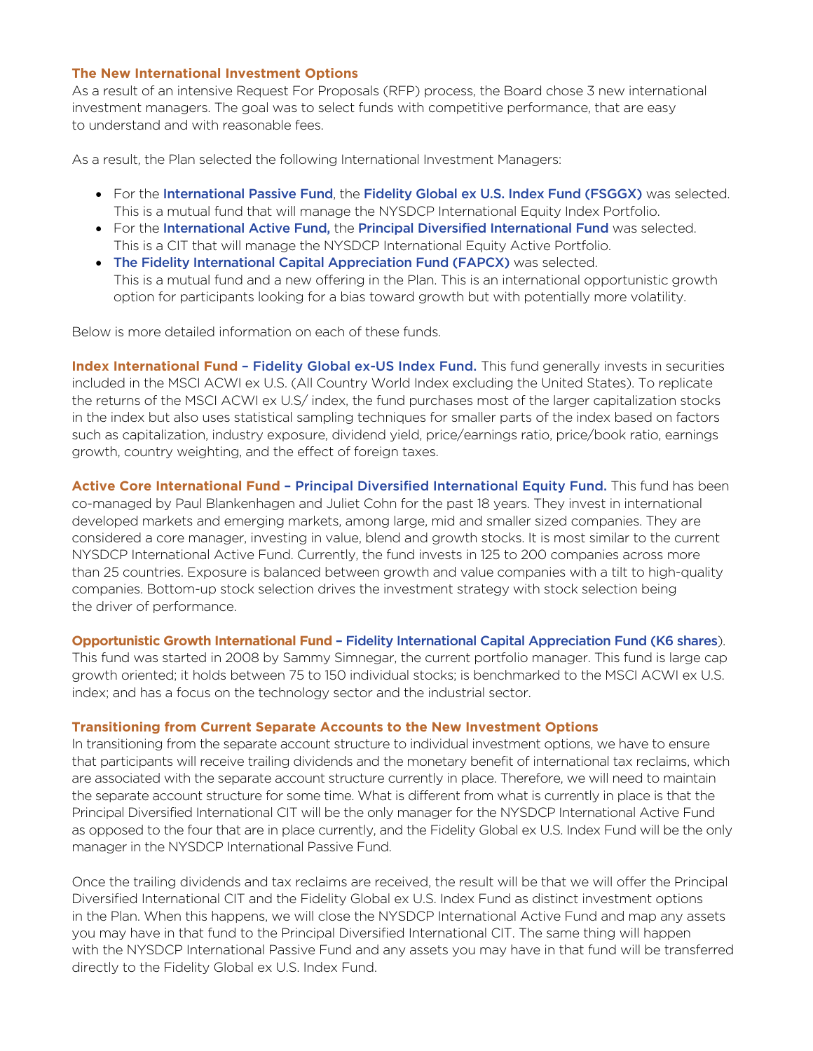## The New International Investment Options

As a result of an intensive Request For Proposals (RFP) process, the Board chose 3 new international investment managers. The goal was to select funds with competitive performance, that are easy to understand and with reasonable fees.

As a result, the Plan selected the following International Investment Managers:

- For the **International Passive Fund**, the **Fidelity Global ex U.S. Index Fund (FSGGX)** was selected. This is a mutual fund that will manage the NYSDCP International Equity Index Portfolio.
- For the **International Active Fund,** the **Principal Diversified International Fund** was selected. This is a CIT that will manage the NYSDCP International Equity Active Portfolio.
- **The Fidelity International Capital Appreciation Fund (FAPCX)** was selected. This is a mutual fund and a new offering in the Plan. This is an international opportunistic growth option for participants looking for a bias toward growth but with potentially more volatility.

Below is more detailed information on each of these funds.

**Index International Fund – Fidelity Global ex-US Index Fund.** This fund generally invests in securities included in the MSCI ACWI ex U.S. (All Country World Index excluding the United States). To replicate the returns of the MSCI ACWI ex U.S/ index, the fund purchases most of the larger capitalization stocks in the index but also uses statistical sampling techniques for smaller parts of the index based on factors such as capitalization, industry exposure, dividend yield, price/earnings ratio, price/book ratio, earnings growth, country weighting, and the effect of foreign taxes.

**Active Core International Fund – Principal Diversified International Equity Fund.** This fund has been co-managed by Paul Blankenhagen and Juliet Cohn for the past 18 years. They invest in international developed markets and emerging markets, among large, mid and smaller sized companies. They are considered a core manager, investing in value, blend and growth stocks. It is most similar to the current NYSDCP International Active Fund. Currently, the fund invests in 125 to 200 companies across more than 25 countries. Exposure is balanced between growth and value companies with a tilt to high-quality companies. Bottom-up stock selection drives the investment strategy with stock selection being the driver of performance.

**Opportunistic Growth International Fund – Fidelity International Capital Appreciation Fund (K6 shares**). This fund was started in 2008 by Sammy Simnegar, the current portfolio manager. This fund is large cap growth oriented; it holds between 75 to 150 individual stocks; is benchmarked to the MSCI ACWI ex U.S. index; and has a focus on the technology sector and the industrial sector.

## Transitioning from Current Separate Accounts to the New Investment Options

In transitioning from the separate account structure to individual investment options, we have to ensure that participants will receive trailing dividends and the monetary benefit of international tax reclaims, which are associated with the separate account structure currently in place. Therefore, we will need to maintain the separate account structure for some time. What is different from what is currently in place is that the Principal Diversified International CIT will be the only manager for the NYSDCP International Active Fund as opposed to the four that are in place currently, and the Fidelity Global ex U.S. Index Fund will be the only manager in the NYSDCP International Passive Fund.

Once the trailing dividends and tax reclaims are received, the result will be that we will offer the Principal Diversified International CIT and the Fidelity Global ex U.S. Index Fund as distinct investment options in the Plan. When this happens, we will close the NYSDCP International Active Fund and map any assets you may have in that fund to the Principal Diversified International CIT. The same thing will happen with the NYSDCP International Passive Fund and any assets you may have in that fund will be transferred directly to the Fidelity Global ex U.S. Index Fund.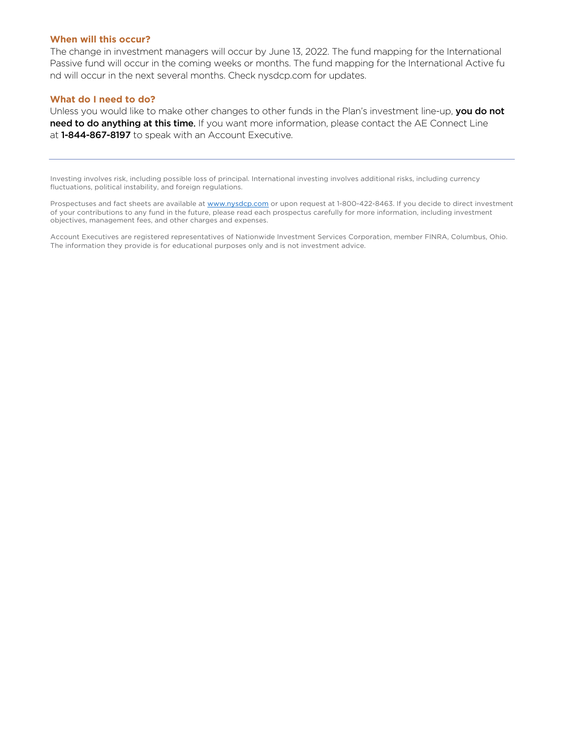### When will this occur?

The change in investment managers will occur by June 13, 2022. The fund mapping for the International Passive fund will occur in the coming weeks or months. The fund mapping for the International Active fund will occur in the next several months. Check nysdcp.com for updates.

### What do I need to do?

Unless you would like to make other changes to other funds in the Plan's investment line-up, **you do not need to do anything at this time.** If you want more information, please contact the AE Connect Line at **1-844-867-8197** to speak with an Account Executive.

---

Investing involves risk, including possible loss of principal. International investing involves additional risks, including currency fluctuations, political instability, and foreign regulations.

Prospectuses and fact sheets are available at [www.nysdcp.com](http://www.nysdcp.com) or upon request at 1-800-422-8463. If you decide to direct investment of your contributions to any fund in the future, please read each prospectus carefully for more information, including investment objectives, management fees, and other charges and expenses.

Account Executives are registered representatives of Nationwide Investment Services Corporation, member FINRA, Columbus, Ohio. The information they provide is for educational purposes only and is not investment advice.